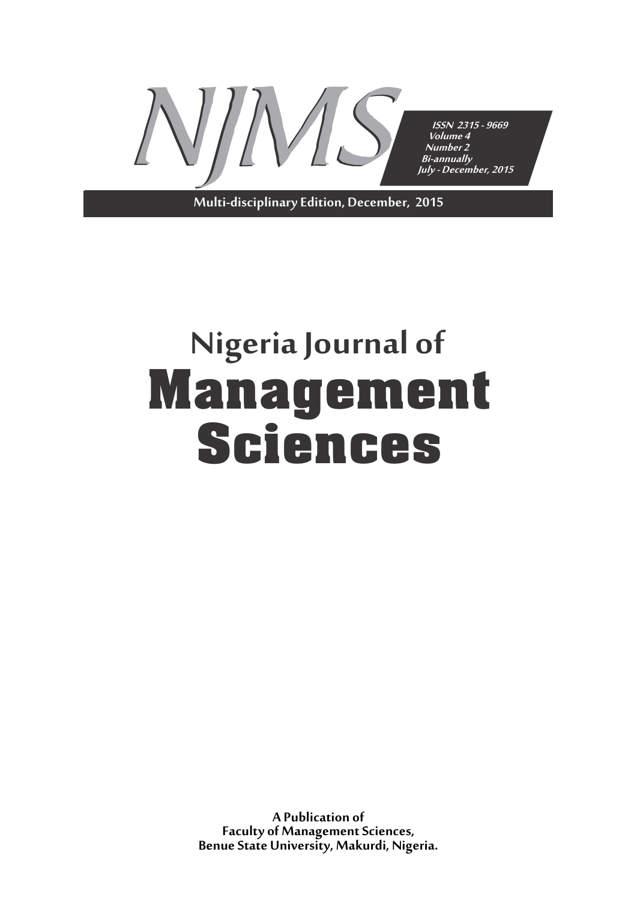# NJMS

*ISSN 2315 - 9669*
*Volume 4*
*Number 2*
*Bi-annually*
*July - December, 2015*

**Multi-disciplinary Edition, December, 2015**

# Nigeria Journal of Management Sciences

**A Publication of**
**Faculty of Management Sciences,**
**Benue State University, Makurdi, Nigeria.**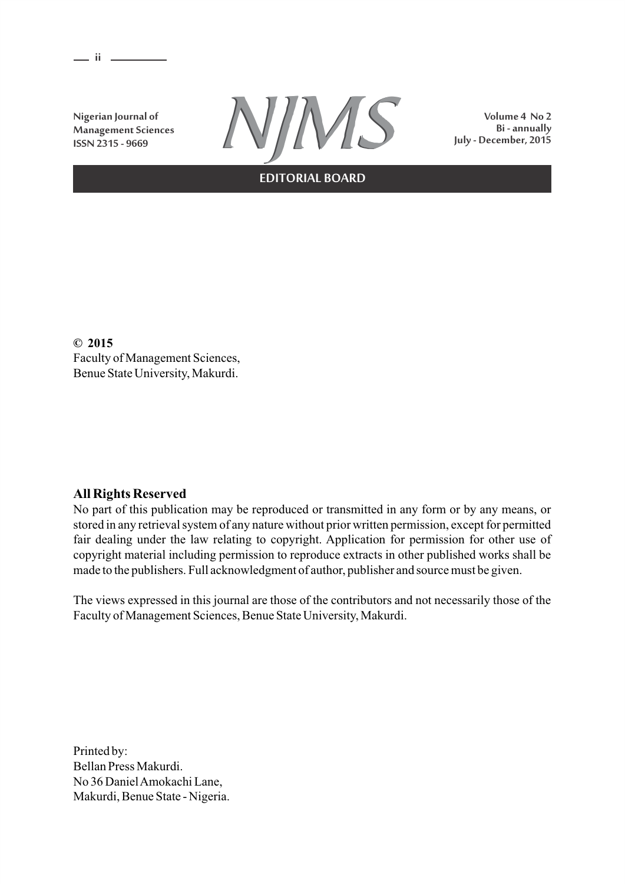Nigerian Journal of Management Sciences
ISSN 2315 - 9669

NJMS

Volume 4 No 2
Bi - annually
July - December, 2015

## EDITORIAL BOARD

**© 2015**
Faculty of Management Sciences,
Benue State University, Makurdi.

**All Rights Reserved**

No part of this publication may be reproduced or transmitted in any form or by any means, or stored in any retrieval system of any nature without prior written permission, except for permitted fair dealing under the law relating to copyright. Application for permission for other use of copyright material including permission to reproduce extracts in other published works shall be made to the publishers. Full acknowledgment of author, publisher and source must be given.

The views expressed in this journal are those of the contributors and not necessarily those of the Faculty of Management Sciences, Benue State University, Makurdi.

Printed by:
Bellan Press Makurdi.
No 36 Daniel Amokachi Lane,
Makurdi, Benue State - Nigeria.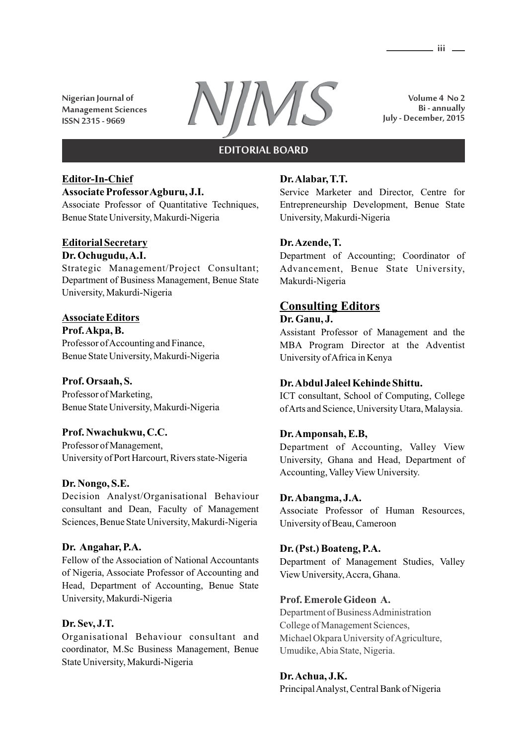Nigerian Journal of Management Sciences
ISSN 2315 - 9669

# NJMS

Volume 4 No 2
Bi - annually
July - December, 2015

## EDITORIAL BOARD

**Editor-In-Chief**

**Associate Professor Agburu, J.I.**
Associate Professor of Quantitative Techniques, Benue State University, Makurdi-Nigeria

**Editorial Secretary**

**Dr. Ochugudu, A.I.**
Strategic Management/Project Consultant; Department of Business Management, Benue State University, Makurdi-Nigeria

**Associate Editors**

**Prof. Akpa, B.**
Professor of Accounting and Finance, Benue State University, Makurdi-Nigeria

**Prof. Orsaah, S.**
Professor of Marketing, Benue State University, Makurdi-Nigeria

**Prof. Nwachukwu, C.C.**
Professor of Management, University of Port Harcourt, Rivers state-Nigeria

**Dr. Nongo, S.E.**
Decision Analyst/Organisational Behaviour consultant and Dean, Faculty of Management Sciences, Benue State University, Makurdi-Nigeria

**Dr. Angahar, P.A.**
Fellow of the Association of National Accountants of Nigeria, Associate Professor of Accounting and Head, Department of Accounting, Benue State University, Makurdi-Nigeria

**Dr. Sev, J.T.**
Organisational Behaviour consultant and coordinator, M.Sc Business Management, Benue State University, Makurdi-Nigeria

**Dr. Alabar, T.T.**
Service Marketer and Director, Centre for Entrepreneurship Development, Benue State University, Makurdi-Nigeria

**Dr. Azende, T.**
Department of Accounting; Coordinator of Advancement, Benue State University, Makurdi-Nigeria

### Consulting Editors

**Dr. Ganu, J.**
Assistant Professor of Management and the MBA Program Director at the Adventist University of Africa in Kenya

**Dr. Abdul Jaleel Kehinde Shittu.**
ICT consultant, School of Computing, College of Arts and Science, University Utara, Malaysia.

**Dr. Amponsah, E.B,**
Department of Accounting, Valley View University, Ghana and Head, Department of Accounting, Valley View University.

**Dr. Abangma, J.A.**
Associate Professor of Human Resources, University of Beau, Cameroon

**Dr. (Pst.) Boateng, P.A.**
Department of Management Studies, Valley View University, Accra, Ghana.

**Prof. Emerole Gideon A.**
Department of Business Administration
College of Management Sciences,
Michael Okpara University of Agriculture,
Umudike, Abia State, Nigeria.

**Dr. Achua, J.K.**
Principal Analyst, Central Bank of Nigeria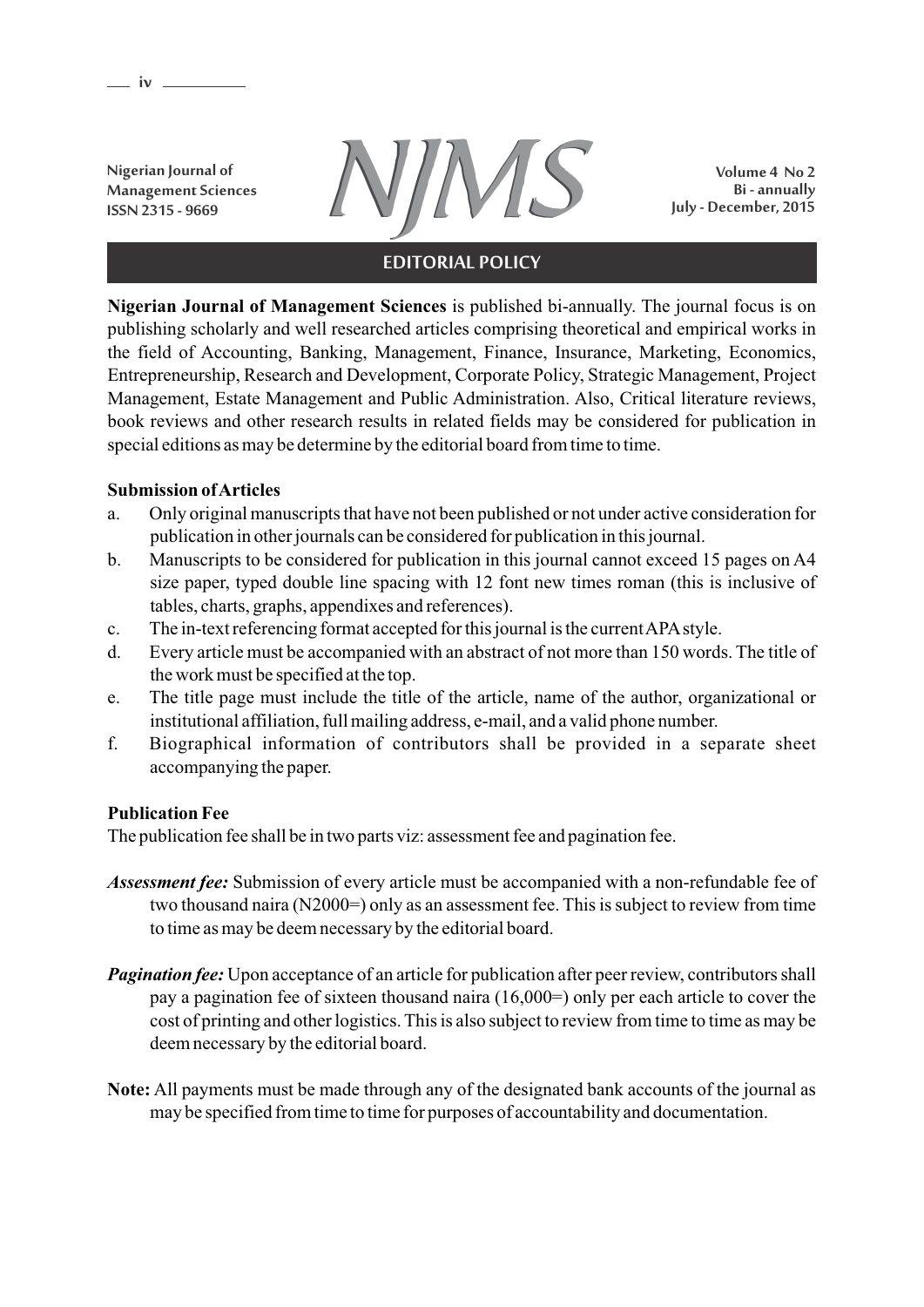## EDITORIAL POLICY

**Nigerian Journal of Management Sciences** is published bi-annually. The journal focus is on publishing scholarly and well researched articles comprising theoretical and empirical works in the field of Accounting, Banking, Management, Finance, Insurance, Marketing, Economics, Entrepreneurship, Research and Development, Corporate Policy, Strategic Management, Project Management, Estate Management and Public Administration. Also, Critical literature reviews, book reviews and other research results in related fields may be considered for publication in special editions as may be determine by the editorial board from time to time.

### Submission of Articles

a. Only original manuscripts that have not been published or not under active consideration for publication in other journals can be considered for publication in this journal.
b. Manuscripts to be considered for publication in this journal cannot exceed 15 pages on A4 size paper, typed double line spacing with 12 font new times roman (this is inclusive of tables, charts, graphs, appendixes and references).
c. The in-text referencing format accepted for this journal is the current APA style.
d. Every article must be accompanied with an abstract of not more than 150 words. The title of the work must be specified at the top.
e. The title page must include the title of the article, name of the author, organizational or institutional affiliation, full mailing address, e-mail, and a valid phone number.
f. Biographical information of contributors shall be provided in a separate sheet accompanying the paper.

### Publication Fee

The publication fee shall be in two parts viz: assessment fee and pagination fee.

***Assessment fee:*** Submission of every article must be accompanied with a non-refundable fee of two thousand naira (N2000=) only as an assessment fee. This is subject to review from time to time as may be deem necessary by the editorial board.

***Pagination fee:*** Upon acceptance of an article for publication after peer review, contributors shall pay a pagination fee of sixteen thousand naira (16,000=) only per each article to cover the cost of printing and other logistics. This is also subject to review from time to time as may be deem necessary by the editorial board.

**Note:** All payments must be made through any of the designated bank accounts of the journal as may be specified from time to time for purposes of accountability and documentation.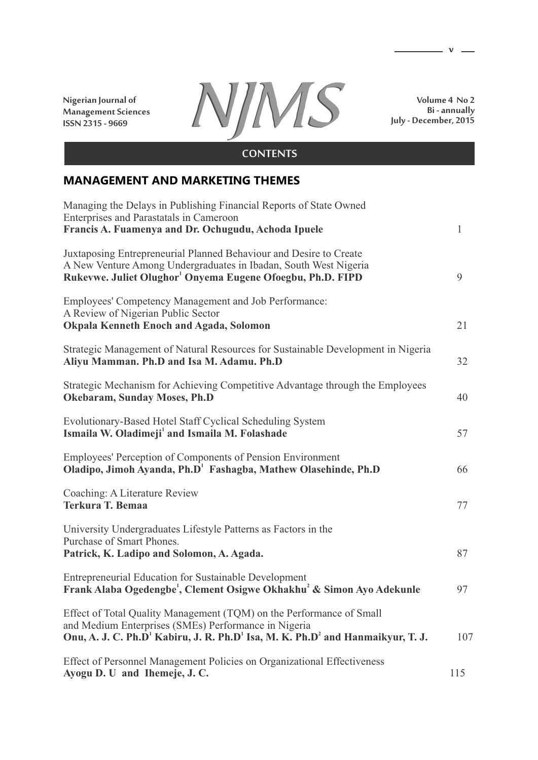Nigerian Journal of Management Sciences
ISSN 2315 - 9669

# NJMS

Volume 4 No 2
Bi - annually
July - December, 2015

## CONTENTS

### MANAGEMENT AND MARKETING THEMES

Managing the Delays in Publishing Financial Reports of State Owned Enterprises and Parastatals in Cameroon
**Francis A. Fuamenya and Dr. Ochugudu, Achoda Ipuele** — 1

Juxtaposing Entrepreneurial Planned Behaviour and Desire to Create A New Venture Among Undergraduates in Ibadan, South West Nigeria
**Rukevwe. Juliet Olughor[1] Onyema Eugene Ofoegbu, Ph.D. FIPD** — 9

Employees' Competency Management and Job Performance: A Review of Nigerian Public Sector
**Okpala Kenneth Enoch and Agada, Solomon** — 21

Strategic Management of Natural Resources for Sustainable Development in Nigeria
**Aliyu Mamman. Ph.D and Isa M. Adamu. Ph.D** — 32

Strategic Mechanism for Achieving Competitive Advantage through the Employees
**Okebaram, Sunday Moses, Ph.D** — 40

Evolutionary-Based Hotel Staff Cyclical Scheduling System
**Ismaila W. Oladimeji[1] and Ismaila M. Folashade** — 57

Employees' Perception of Components of Pension Environment
**Oladipo, Jimoh Ayanda, Ph.D[1] Fashagba, Mathew Olasehinde, Ph.D** — 66

Coaching: A Literature Review
**Terkura T. Bemaa** — 77

University Undergraduates Lifestyle Patterns as Factors in the Purchase of Smart Phones.
**Patrick, K. Ladipo and Solomon, A. Agada.** — 87

Entrepreneurial Education for Sustainable Development
**Frank Alaba Ogedengbe[1], Clement Osigwe Okhakhu[2] & Simon Ayo Adekunle** — 97

Effect of Total Quality Management (TQM) on the Performance of Small and Medium Enterprises (SMEs) Performance in Nigeria
**Onu, A. J. C. Ph.D[1] Kabiru, J. R. Ph.D[1] Isa, M. K. Ph.D[2] and Hanmaikyur, T. J.** — 107

Effect of Personnel Management Policies on Organizational Effectiveness
**Ayogu D. U and Ihemeje, J. C.** — 115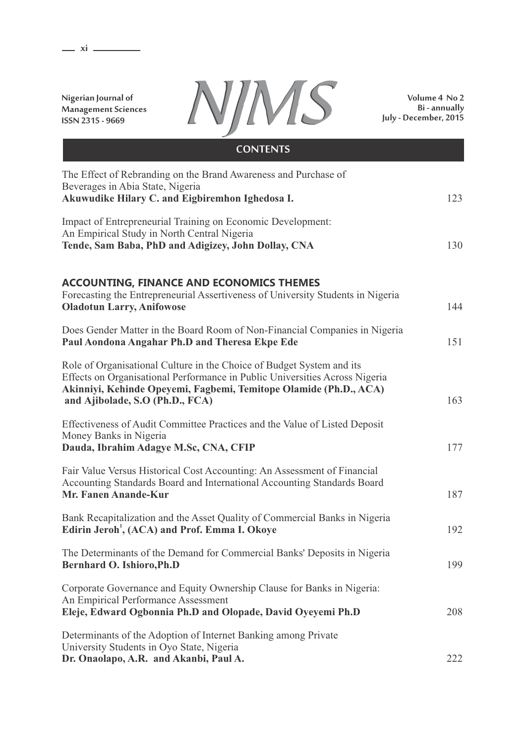## CONTENTS

The Effect of Rebranding on the Brand Awareness and Purchase of Beverages in Abia State, Nigeria
**Akuwudike Hilary C. and Eigbiremhon Ighedosa I.** 123

Impact of Entrepreneurial Training on Economic Development: An Empirical Study in North Central Nigeria
**Tende, Sam Baba, PhD and Adigizey, John Dollay, CNA** 130

### ACCOUNTING, FINANCE AND ECONOMICS THEMES

Forecasting the Entrepreneurial Assertiveness of University Students in Nigeria
**Oladotun Larry, Anifowose** 144

Does Gender Matter in the Board Room of Non-Financial Companies in Nigeria
**Paul Aondona Angahar Ph.D and Theresa Ekpe Ede** 151

Role of Organisational Culture in the Choice of Budget System and its Effects on Organisational Performance in Public Universities Across Nigeria
**Akinniyi, Kehinde Opeyemi, Fagbemi, Temitope Olamide (Ph.D., ACA) and Ajibolade, S.O (Ph.D., FCA)** 163

Effectiveness of Audit Committee Practices and the Value of Listed Deposit Money Banks in Nigeria
**Dauda, Ibrahim Adagye M.Sc, CNA, CFIP** 177

Fair Value Versus Historical Cost Accounting: An Assessment of Financial Accounting Standards Board and International Accounting Standards Board
**Mr. Fanen Anande-Kur** 187

Bank Recapitalization and the Asset Quality of Commercial Banks in Nigeria
**Edirin Jeroh[1], (ACA) and Prof. Emma I. Okoye** 192

The Determinants of the Demand for Commercial Banks' Deposits in Nigeria
**Bernhard O. Ishioro,Ph.D** 199

Corporate Governance and Equity Ownership Clause for Banks in Nigeria: An Empirical Performance Assessment
**Eleje, Edward Ogbonnia Ph.D and Olopade, David Oyeyemi Ph.D** 208

Determinants of the Adoption of Internet Banking among Private University Students in Oyo State, Nigeria
**Dr. Onaolapo, A.R. and Akanbi, Paul A.** 222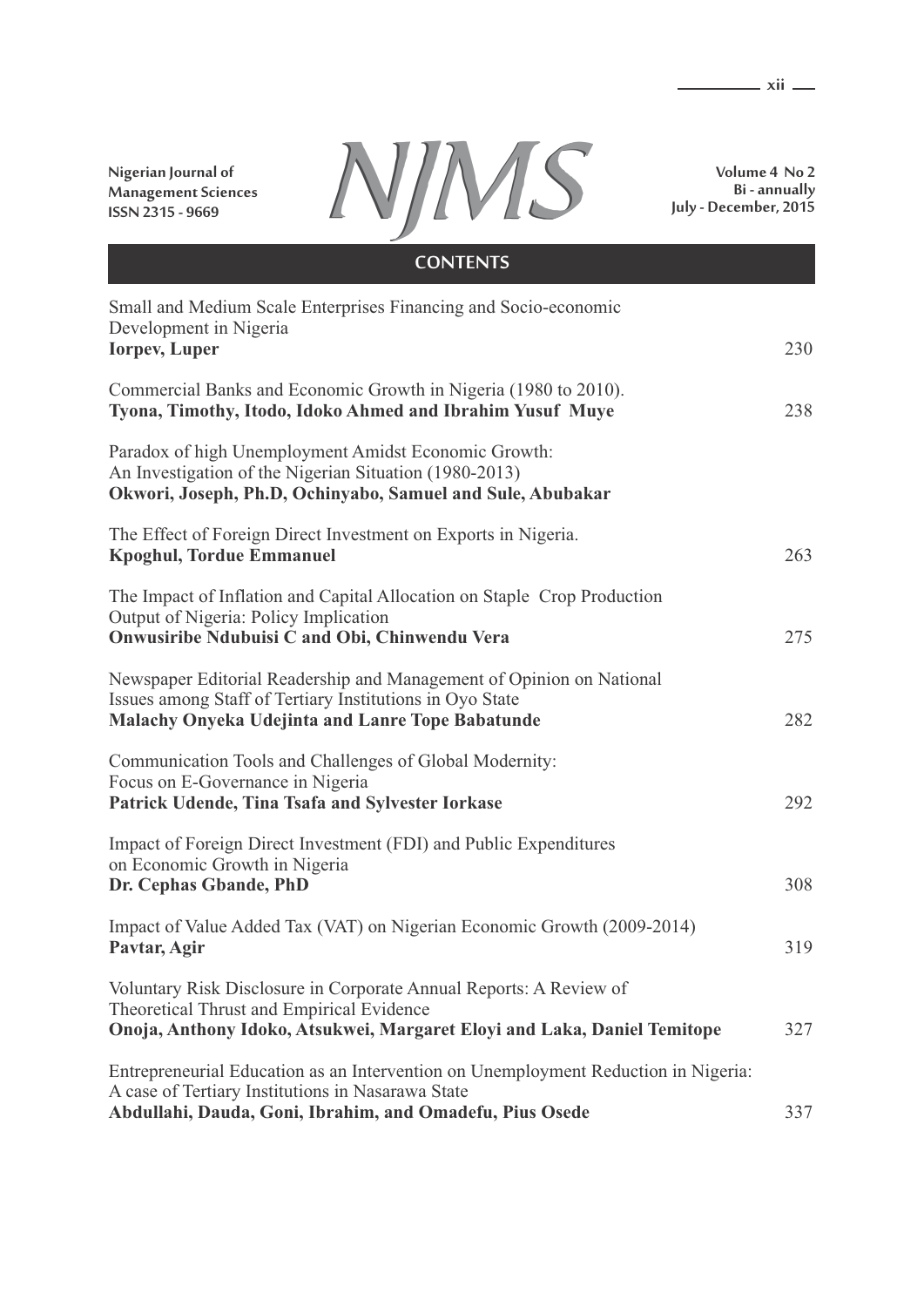Nigerian Journal of Management Sciences
ISSN 2315 - 9669

# NJMS

Volume 4 No 2
Bi - annually
July - December, 2015

## CONTENTS

| | |
|---|---|
| Small and Medium Scale Enterprises Financing and Socio-economic Development in Nigeria<br>**Iorpev, Luper** | 230 |
| Commercial Banks and Economic Growth in Nigeria (1980 to 2010).<br>**Tyona, Timothy, Itodo, Idoko Ahmed and Ibrahim Yusuf Muye** | 238 |
| Paradox of high Unemployment Amidst Economic Growth: An Investigation of the Nigerian Situation (1980-2013)<br>**Okwori, Joseph, Ph.D, Ochinyabo, Samuel and Sule, Abubakar** | |
| The Effect of Foreign Direct Investment on Exports in Nigeria.<br>**Kpoghul, Tordue Emmanuel** | 263 |
| The Impact of Inflation and Capital Allocation on Staple Crop Production Output of Nigeria: Policy Implication<br>**Onwusiribe Ndubuisi C and Obi, Chinwendu Vera** | 275 |
| Newspaper Editorial Readership and Management of Opinion on National Issues among Staff of Tertiary Institutions in Oyo State<br>**Malachy Onyeka Udejinta and Lanre Tope Babatunde** | 282 |
| Communication Tools and Challenges of Global Modernity: Focus on E-Governance in Nigeria<br>**Patrick Udende, Tina Tsafa and Sylvester Iorkase** | 292 |
| Impact of Foreign Direct Investment (FDI) and Public Expenditures on Economic Growth in Nigeria<br>**Dr. Cephas Gbande, PhD** | 308 |
| Impact of Value Added Tax (VAT) on Nigerian Economic Growth (2009-2014)<br>**Pavtar, Agir** | 319 |
| Voluntary Risk Disclosure in Corporate Annual Reports: A Review of Theoretical Thrust and Empirical Evidence<br>**Onoja, Anthony Idoko, Atsukwei, Margaret Eloyi and Laka, Daniel Temitope** | 327 |
| Entrepreneurial Education as an Intervention on Unemployment Reduction in Nigeria: A case of Tertiary Institutions in Nasarawa State<br>**Abdullahi, Dauda, Goni, Ibrahim, and Omadefu, Pius Osede** | 337 |